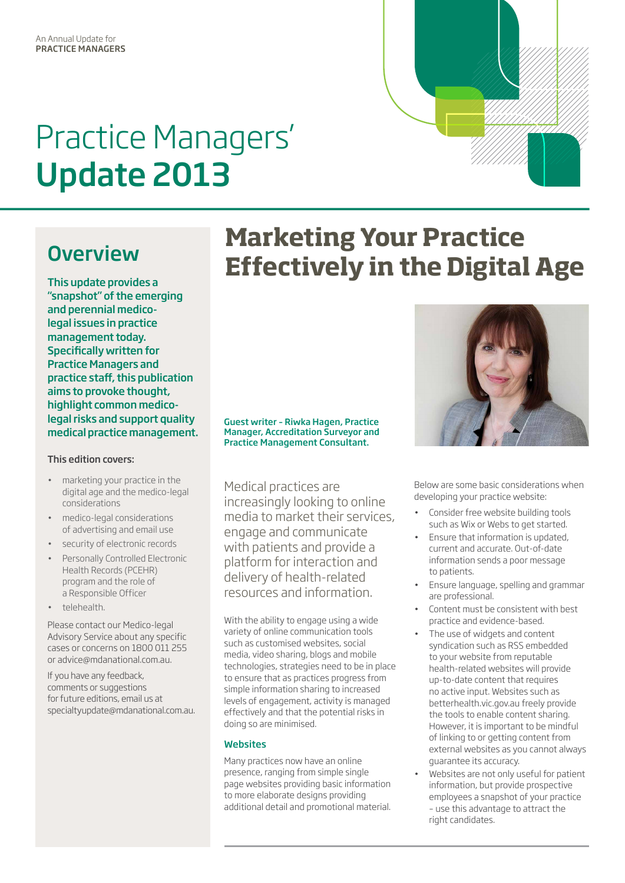An Annual Update for
**PRACTICE MANAGERS**

# Practice Managers' **Update 2013**

## Overview

**This update provides a "snapshot" of the emerging and perennial medico-legal issues in practice management today. Specifically written for Practice Managers and practice staff, this publication aims to provoke thought, highlight common medico-legal risks and support quality medical practice management.**

**This edition covers:**

- marketing your practice in the digital age and the medico-legal considerations
- medico-legal considerations of advertising and email use
- security of electronic records
- Personally Controlled Electronic Health Records (PCEHR) program and the role of a Responsible Officer
- telehealth.

Please contact our Medico-legal Advisory Service about any specific cases or concerns on 1800 011 255 or advice@mdanational.com.au.

If you have any feedback, comments or suggestions for future editions, email us at specialtyupdate@mdanational.com.au.

# Marketing Your Practice Effectively in the Digital Age

**Guest writer – Riwka Hagen, Practice Manager, Accreditation Surveyor and Practice Management Consultant.**

Medical practices are increasingly looking to online media to market their services, engage and communicate with patients and provide a platform for interaction and delivery of health-related resources and information.

With the ability to engage using a wide variety of online communication tools such as customised websites, social media, video sharing, blogs and mobile technologies, strategies need to be in place to ensure that as practices progress from simple information sharing to increased levels of engagement, activity is managed effectively and that the potential risks in doing so are minimised.

### Websites

Many practices now have an online presence, ranging from simple single page websites providing basic information to more elaborate designs providing additional detail and promotional material.

Below are some basic considerations when developing your practice website:

- Consider free website building tools such as Wix or Webs to get started.
- Ensure that information is updated, current and accurate. Out-of-date information sends a poor message to patients.
- Ensure language, spelling and grammar are professional.
- Content must be consistent with best practice and evidence-based.
- The use of widgets and content syndication such as RSS embedded to your website from reputable health-related websites will provide up-to-date content that requires no active input. Websites such as betterhealth.vic.gov.au freely provide the tools to enable content sharing. However, it is important to be mindful of linking to or getting content from external websites as you cannot always guarantee its accuracy.
- Websites are not only useful for patient information, but provide prospective employees a snapshot of your practice – use this advantage to attract the right candidates.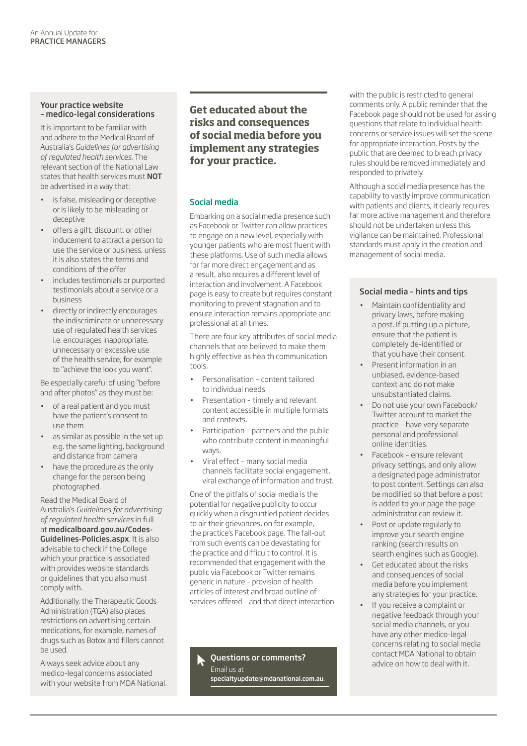## Your practice website – medico-legal considerations

It is important to be familiar with and adhere to the Medical Board of Australia's *Guidelines for advertising of regulated health services*. The relevant section of the National Law states that health services must **NOT** be advertised in a way that:

- is false, misleading or deceptive or is likely to be misleading or deceptive
- offers a gift, discount, or other inducement to attract a person to use the service or business, unless it is also states the terms and conditions of the offer
- includes testimonials or purported testimonials about a service or a business
- directly or indirectly encourages the indiscriminate or unnecessary use of regulated health services i.e. encourages inappropriate, unnecessary or excessive use of the health service; for example to "achieve the look you want".

Be especially careful of using "before and after photos" as they must be:

- of a real patient and you must have the patient's consent to use them
- as similar as possible in the set up e.g. the same lighting, background and distance from camera
- have the procedure as the only change for the person being photographed.

Read the Medical Board of Australia's *Guidelines for advertising of regulated health services* in full at **medicalboard.gov.au/Codes-Guidelines-Policies.aspx**. It is also advisable to check if the College which your practice is associated with provides website standards or guidelines that you also must comply with.

Additionally, the Therapeutic Goods Administration (TGA) also places restrictions on advertising certain medications, for example, names of drugs such as Botox and fillers cannot be used.

Always seek advice about any medico-legal concerns associated with your website from MDA National.

**Get educated about the risks and consequences of social media before you implement any strategies for your practice.**

## Social media

Embarking on a social media presence such as Facebook or Twitter can allow practices to engage on a new level, especially with younger patients who are most fluent with these platforms. Use of such media allows for far more direct engagement and as a result, also requires a different level of interaction and involvement. A Facebook page is easy to create but requires constant monitoring to prevent stagnation and to ensure interaction remains appropriate and professional at all times.

There are four key attributes of social media channels that are believed to make them highly effective as health communication tools.

- Personalisation – content tailored to individual needs.
- Presentation – timely and relevant content accessible in multiple formats and contexts.
- Participation – partners and the public who contribute content in meaningful ways.
- Viral effect – many social media channels facilitate social engagement, viral exchange of information and trust.

One of the pitfalls of social media is the potential for negative publicity to occur quickly when a disgruntled patient decides to air their grievances, on for example, the practice's Facebook page. The fall-out from such events can be devastating for the practice and difficult to control. It is recommended that engagement with the public via Facebook or Twitter remains generic in nature – provision of health articles of interest and broad outline of services offered – and that direct interaction with the public is restricted to general comments only. A public reminder that the Facebook page should not be used for asking questions that relate to individual health concerns or service issues will set the scene for appropriate interaction. Posts by the public that are deemed to breach privacy rules should be removed immediately and responded to privately.

Although a social media presence has the capability to vastly improve communication with patients and clients, it clearly requires far more active management and therefore should not be undertaken unless this vigilance can be maintained. Professional standards must apply in the creation and management of social media.

**Questions or comments?**
Email us at
**specialtyupdate@mdanational.com.au**.

## Social media – hints and tips

- Maintain confidentiality and privacy laws, before making a post. If putting up a picture, ensure that the patient is completely de-identified or that you have their consent.
- Present information in an unbiased, evidence-based context and do not make unsubstantiated claims.
- Do not use your own Facebook/Twitter account to market the practice – have very separate personal and professional online identities.
- Facebook – ensure relevant privacy settings, and only allow a designated page administrator to post content. Settings can also be modified so that before a post is added to your page the page administrator can review it.
- Post or update regularly to improve your search engine ranking (search results on search engines such as Google).
- Get educated about the risks and consequences of social media before you implement any strategies for your practice.
- If you receive a complaint or negative feedback through your social media channels, or you have any other medico-legal concerns relating to social media contact MDA National to obtain advice on how to deal with it.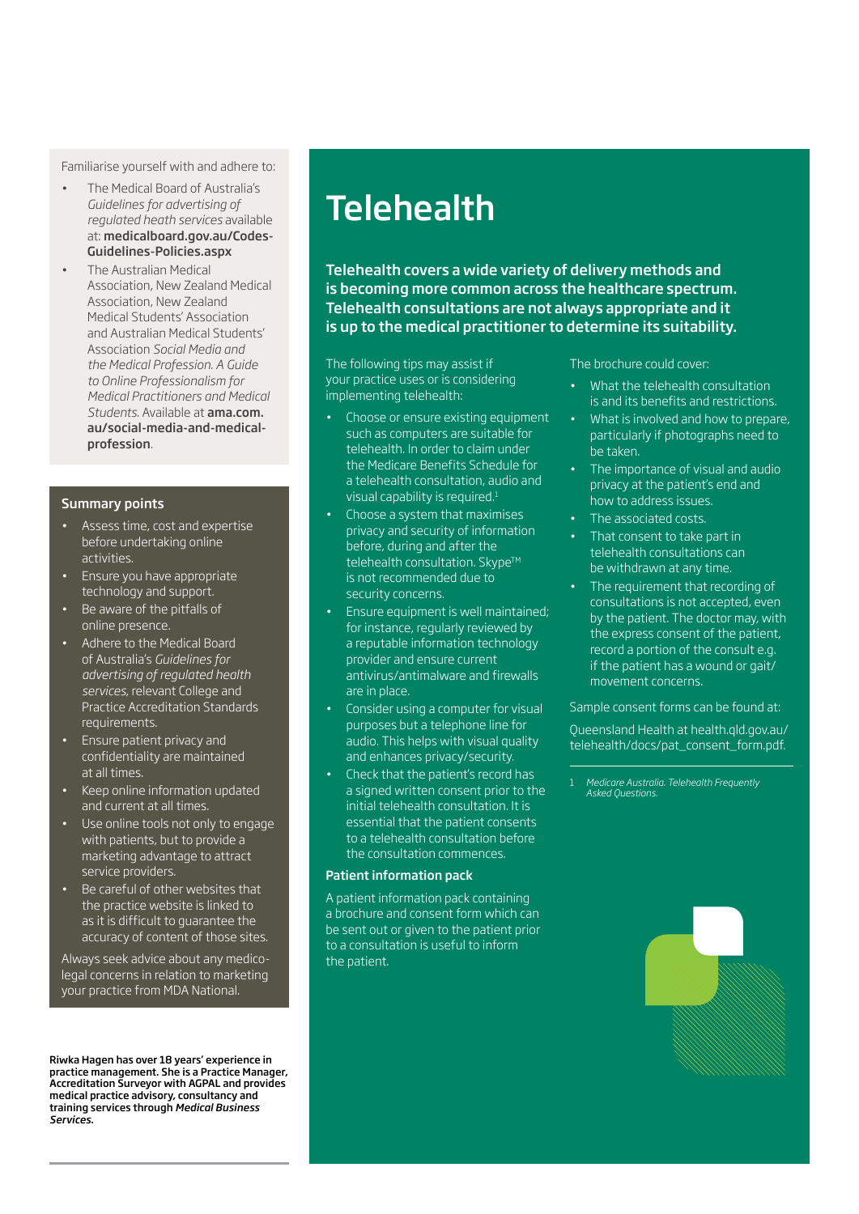Familiarise yourself with and adhere to:

- The Medical Board of Australia's *Guidelines for advertising of regulated heath services* available at: **medicalboard.gov.au/Codes-Guidelines-Policies.aspx**
- The Australian Medical Association, New Zealand Medical Association, New Zealand Medical Students' Association and Australian Medical Students' Association *Social Media and the Medical Profession. A Guide to Online Professionalism for Medical Practitioners and Medical Students*. Available at **ama.com.au/social-media-and-medical-profession**.

### Summary points

- Assess time, cost and expertise before undertaking online activities.
- Ensure you have appropriate technology and support.
- Be aware of the pitfalls of online presence.
- Adhere to the Medical Board of Australia's *Guidelines for advertising of regulated health services*, relevant College and Practice Accreditation Standards requirements.
- Ensure patient privacy and confidentiality are maintained at all times.
- Keep online information updated and current at all times.
- Use online tools not only to engage with patients, but to provide a marketing advantage to attract service providers.
- Be careful of other websites that the practice website is linked to as it is difficult to guarantee the accuracy of content of those sites.

Always seek advice about any medico-legal concerns in relation to marketing your practice from MDA National.

**Riwka Hagen has over 18 years' experience in practice management. She is a Practice Manager, Accreditation Surveyor with AGPAL and provides medical practice advisory, consultancy and training services through *Medical Business Services*.**

# Telehealth

**Telehealth covers a wide variety of delivery methods and is becoming more common across the healthcare spectrum. Telehealth consultations are not always appropriate and it is up to the medical practitioner to determine its suitability.**

The following tips may assist if your practice uses or is considering implementing telehealth:

- Choose or ensure existing equipment such as computers are suitable for telehealth. In order to claim under the Medicare Benefits Schedule for a telehealth consultation, audio and visual capability is required.[1]
- Choose a system that maximises privacy and security of information before, during and after the telehealth consultation. Skype™ is not recommended due to security concerns.
- Ensure equipment is well maintained; for instance, regularly reviewed by a reputable information technology provider and ensure current antivirus/antimalware and firewalls are in place.
- Consider using a computer for visual purposes but a telephone line for audio. This helps with visual quality and enhances privacy/security.
- Check that the patient's record has a signed written consent prior to the initial telehealth consultation. It is essential that the patient consents to a telehealth consultation before the consultation commences.

### Patient information pack

A patient information pack containing a brochure and consent form which can be sent out or given to the patient prior to a consultation is useful to inform the patient.

The brochure could cover:

- What the telehealth consultation is and its benefits and restrictions.
- What is involved and how to prepare, particularly if photographs need to be taken.
- The importance of visual and audio privacy at the patient's end and how to address issues.
- The associated costs.
- That consent to take part in telehealth consultations can be withdrawn at any time.
- The requirement that recording of consultations is not accepted, even by the patient. The doctor may, with the express consent of the patient, record a portion of the consult e.g. if the patient has a wound or gait/movement concerns.

Sample consent forms can be found at:

Queensland Health at health.qld.gov.au/telehealth/docs/pat_consent_form.pdf.

1 *Medicare Australia. Telehealth Frequently Asked Questions.*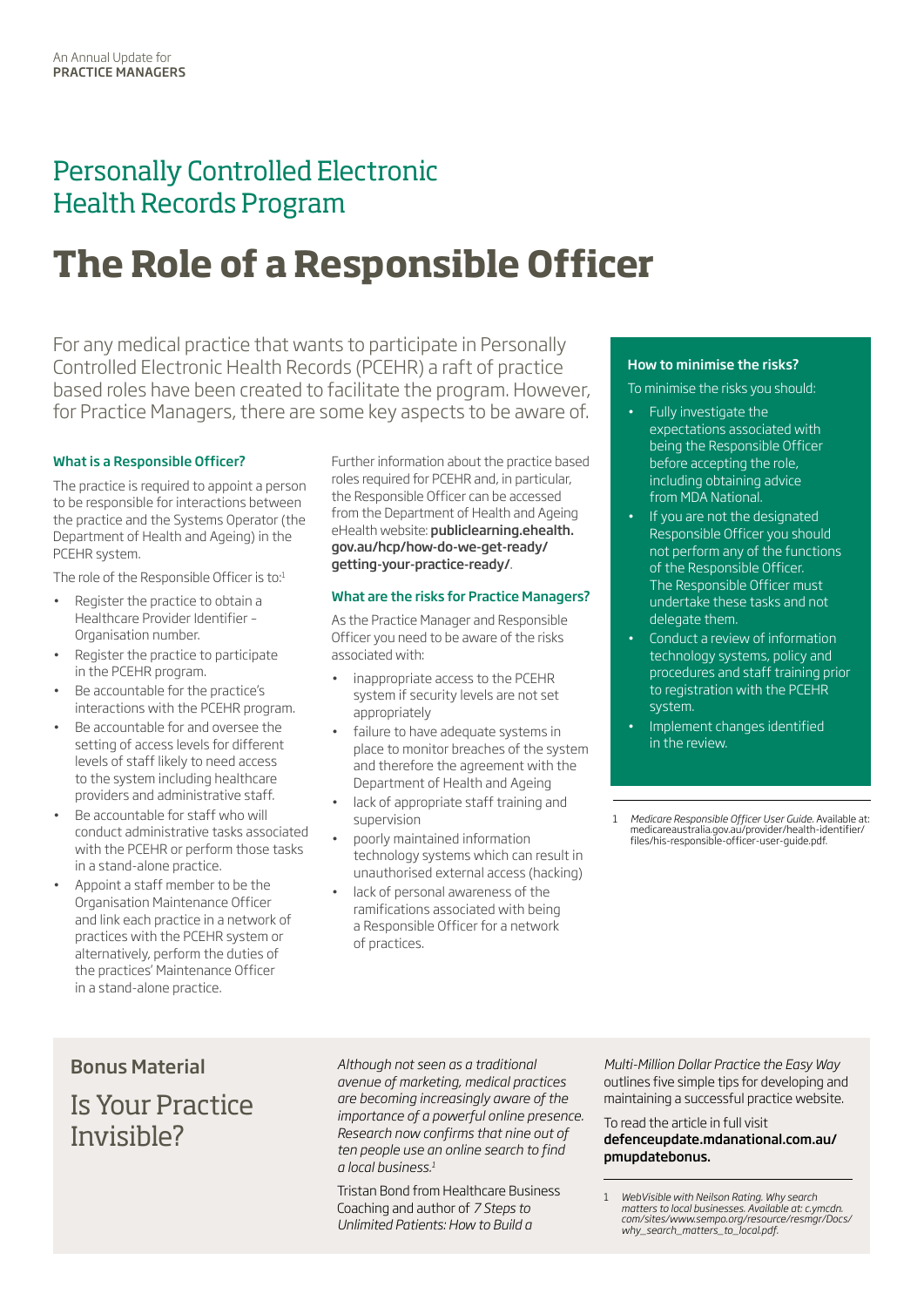An Annual Update for
**PRACTICE MANAGERS**

## Personally Controlled Electronic Health Records Program

# The Role of a Responsible Officer

For any medical practice that wants to participate in Personally Controlled Electronic Health Records (PCEHR) a raft of practice based roles have been created to facilitate the program. However, for Practice Managers, there are some key aspects to be aware of.

### What is a Responsible Officer?

The practice is required to appoint a person to be responsible for interactions between the practice and the Systems Operator (the Department of Health and Ageing) in the PCEHR system.

The role of the Responsible Officer is to:[1]

- Register the practice to obtain a Healthcare Provider Identifier – Organisation number.
- Register the practice to participate in the PCEHR program.
- Be accountable for the practice's interactions with the PCEHR program.
- Be accountable for and oversee the setting of access levels for different levels of staff likely to need access to the system including healthcare providers and administrative staff.
- Be accountable for staff who will conduct administrative tasks associated with the PCEHR or perform those tasks in a stand-alone practice.
- Appoint a staff member to be the Organisation Maintenance Officer and link each practice in a network of practices with the PCEHR system or alternatively, perform the duties of the practices' Maintenance Officer in a stand-alone practice.

Further information about the practice based roles required for PCEHR and, in particular, the Responsible Officer can be accessed from the Department of Health and Ageing eHealth website: **publiclearning.ehealth.gov.au/hcp/how-do-we-get-ready/getting-your-practice-ready/**.

### What are the risks for Practice Managers?

As the Practice Manager and Responsible Officer you need to be aware of the risks associated with:

- inappropriate access to the PCEHR system if security levels are not set appropriately
- failure to have adequate systems in place to monitor breaches of the system and therefore the agreement with the Department of Health and Ageing
- lack of appropriate staff training and supervision
- poorly maintained information technology systems which can result in unauthorised external access (hacking)
- lack of personal awareness of the ramifications associated with being a Responsible Officer for a network of practices.

### How to minimise the risks?

To minimise the risks you should:

- Fully investigate the expectations associated with being the Responsible Officer before accepting the role, including obtaining advice from MDA National.
- If you are not the designated Responsible Officer you should not perform any of the functions of the Responsible Officer. The Responsible Officer must undertake these tasks and not delegate them.
- Conduct a review of information technology systems, policy and procedures and staff training prior to registration with the PCEHR system.
- Implement changes identified in the review.

1 *Medicare Responsible Officer User Guide*. Available at: medicareaustralia.gov.au/provider/health-identifier/files/his-responsible-officer-user-guide.pdf.

## Bonus Material

## Is Your Practice Invisible?

*Although not seen as a traditional avenue of marketing, medical practices are becoming increasingly aware of the importance of a powerful online presence. Research now confirms that nine out of ten people use an online search to find a local business.*[1]

Tristan Bond from Healthcare Business Coaching and author of *7 Steps to Unlimited Patients: How to Build a Multi-Million Dollar Practice the Easy Way* outlines five simple tips for developing and maintaining a successful practice website.

To read the article in full visit **defenceupdate.mdanational.com.au/pmupdatebonus.**

1 *WebVisible with Neilson Rating. Why search matters to local businesses. Available at: c.ymcdn.com/sites/www.sempo.org/resource/resmgr/Docs/why_search_matters_to_local.pdf.*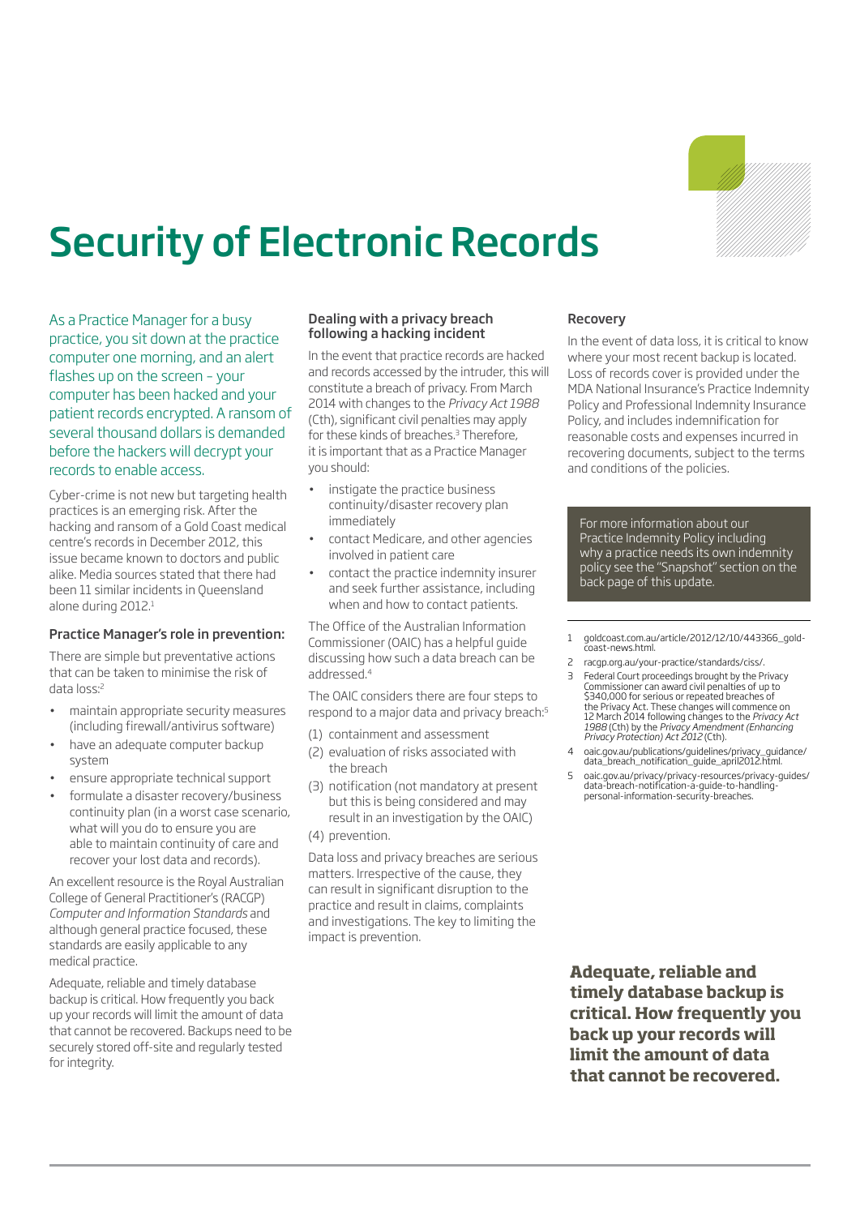# Security of Electronic Records

As a Practice Manager for a busy practice, you sit down at the practice computer one morning, and an alert flashes up on the screen – your computer has been hacked and your patient records encrypted. A ransom of several thousand dollars is demanded before the hackers will decrypt your records to enable access.

Cyber-crime is not new but targeting health practices is an emerging risk. After the hacking and ransom of a Gold Coast medical centre's records in December 2012, this issue became known to doctors and public alike. Media sources stated that there had been 11 similar incidents in Queensland alone during 2012.[1]

### Practice Manager's role in prevention:

There are simple but preventative actions that can be taken to minimise the risk of data loss:[2]

- maintain appropriate security measures (including firewall/antivirus software)
- have an adequate computer backup system
- ensure appropriate technical support
- formulate a disaster recovery/business continuity plan (in a worst case scenario, what will you do to ensure you are able to maintain continuity of care and recover your lost data and records).

An excellent resource is the Royal Australian College of General Practitioner's (RACGP) *Computer and Information Standards* and although general practice focused, these standards are easily applicable to any medical practice.

Adequate, reliable and timely database backup is critical. How frequently you back up your records will limit the amount of data that cannot be recovered. Backups need to be securely stored off-site and regularly tested for integrity.

### Dealing with a privacy breach following a hacking incident

In the event that practice records are hacked and records accessed by the intruder, this will constitute a breach of privacy. From March 2014 with changes to the *Privacy Act 1988* (Cth), significant civil penalties may apply for these kinds of breaches.[3] Therefore, it is important that as a Practice Manager you should:

- instigate the practice business continuity/disaster recovery plan immediately
- contact Medicare, and other agencies involved in patient care
- contact the practice indemnity insurer and seek further assistance, including when and how to contact patients.

The Office of the Australian Information Commissioner (OAIC) has a helpful guide discussing how such a data breach can be addressed.[4]

The OAIC considers there are four steps to respond to a major data and privacy breach:[5]

(1) containment and assessment
(2) evaluation of risks associated with the breach
(3) notification (not mandatory at present but this is being considered and may result in an investigation by the OAIC)
(4) prevention.

Data loss and privacy breaches are serious matters. Irrespective of the cause, they can result in significant disruption to the practice and result in claims, complaints and investigations. The key to limiting the impact is prevention.

### Recovery

In the event of data loss, it is critical to know where your most recent backup is located. Loss of records cover is provided under the MDA National Insurance's Practice Indemnity Policy and Professional Indemnity Insurance Policy, and includes indemnification for reasonable costs and expenses incurred in recovering documents, subject to the terms and conditions of the policies.

For more information about our Practice Indemnity Policy including why a practice needs its own indemnity policy see the "Snapshot" section on the back page of this update.

1. goldcoast.com.au/article/2012/12/10/443366_gold-coast-news.html.
2. racgp.org.au/your-practice/standards/ciss/.
3. Federal Court proceedings brought by the Privacy Commissioner can award civil penalties of up to $340,000 for serious or repeated breaches of the Privacy Act. These changes will commence on 12 March 2014 following changes to the *Privacy Act 1988* (Cth) by the *Privacy Amendment (Enhancing Privacy Protection) Act 2012* (Cth).
4. oaic.gov.au/publications/guidelines/privacy_guidance/data_breach_notification_guide_april2012.html.
5. oaic.gov.au/privacy/privacy-resources/privacy-guides/data-breach-notification-a-guide-to-handling-personal-information-security-breaches.

**Adequate, reliable and timely database backup is critical. How frequently you back up your records will limit the amount of data that cannot be recovered.**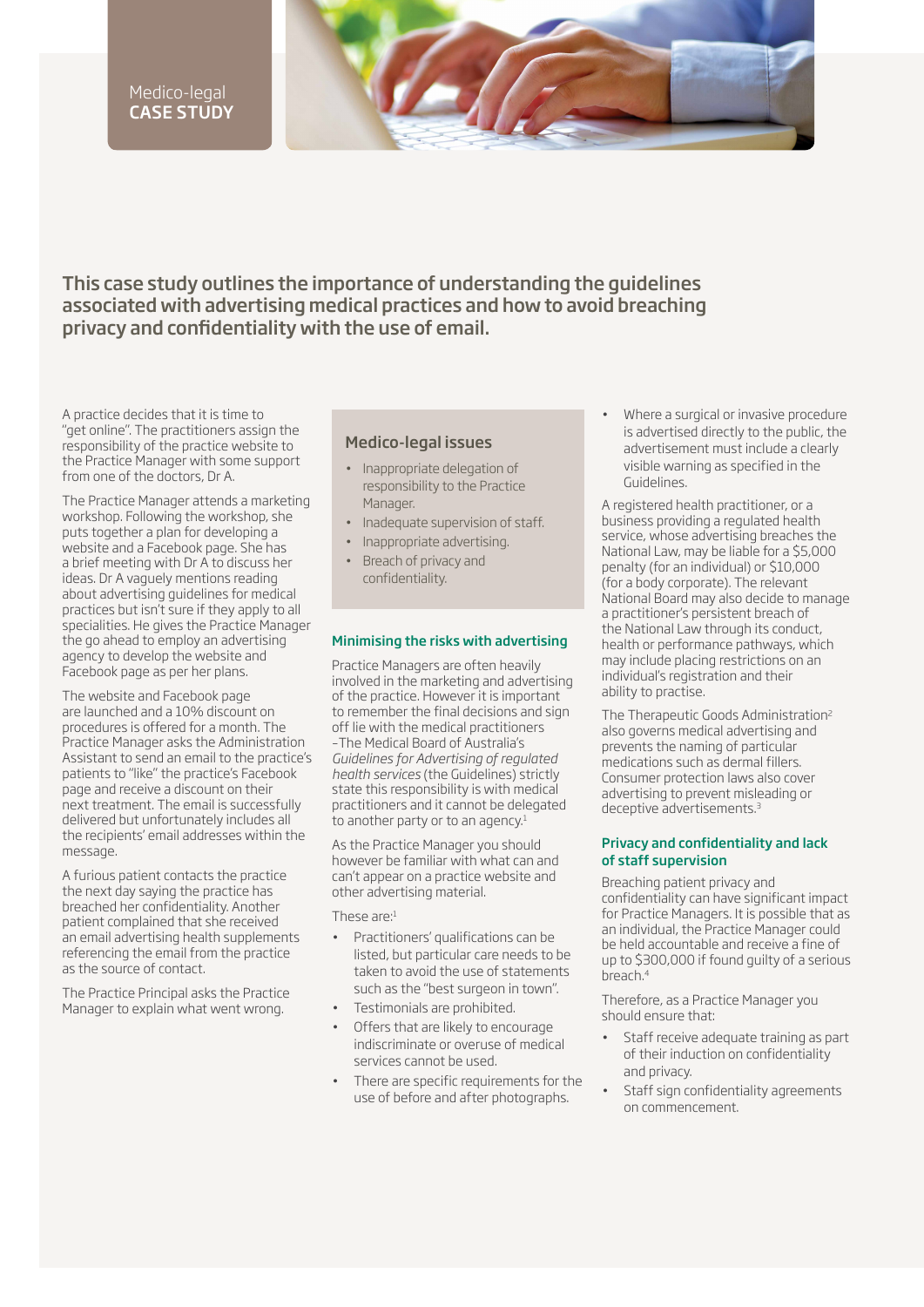Medico-legal
**CASE STUDY**

## This case study outlines the importance of understanding the guidelines associated with advertising medical practices and how to avoid breaching privacy and confidentiality with the use of email.

A practice decides that it is time to "get online". The practitioners assign the responsibility of the practice website to the Practice Manager with some support from one of the doctors, Dr A.

The Practice Manager attends a marketing workshop. Following the workshop, she puts together a plan for developing a website and a Facebook page. She has a brief meeting with Dr A to discuss her ideas. Dr A vaguely mentions reading about advertising guidelines for medical practices but isn't sure if they apply to all specialities. He gives the Practice Manager the go ahead to employ an advertising agency to develop the website and Facebook page as per her plans.

The website and Facebook page are launched and a 10% discount on procedures is offered for a month. The Practice Manager asks the Administration Assistant to send an email to the practice's patients to "like" the practice's Facebook page and receive a discount on their next treatment. The email is successfully delivered but unfortunately includes all the recipients' email addresses within the message.

A furious patient contacts the practice the next day saying the practice has breached her confidentiality. Another patient complained that she received an email advertising health supplements referencing the email from the practice as the source of contact.

The Practice Principal asks the Practice Manager to explain what went wrong.

### Medico-legal issues

- Inappropriate delegation of responsibility to the Practice Manager.
- Inadequate supervision of staff.
- Inappropriate advertising.
- Breach of privacy and confidentiality.

### Minimising the risks with advertising

Practice Managers are often heavily involved in the marketing and advertising of the practice. However it is important to remember the final decisions and sign off lie with the medical practitioners –The Medical Board of Australia's *Guidelines for Advertising of regulated health services* (the Guidelines) strictly state this responsibility is with medical practitioners and it cannot be delegated to another party or to an agency.[1]

As the Practice Manager you should however be familiar with what can and can't appear on a practice website and other advertising material.

These are:[1]

- Practitioners' qualifications can be listed, but particular care needs to be taken to avoid the use of statements such as the "best surgeon in town".
- Testimonials are prohibited.
- Offers that are likely to encourage indiscriminate or overuse of medical services cannot be used.
- There are specific requirements for the use of before and after photographs.
- Where a surgical or invasive procedure is advertised directly to the public, the advertisement must include a clearly visible warning as specified in the Guidelines.

A registered health practitioner, or a business providing a regulated health service, whose advertising breaches the National Law, may be liable for a $5,000 penalty (for an individual) or $10,000 (for a body corporate). The relevant National Board may also decide to manage a practitioner's persistent breach of the National Law through its conduct, health or performance pathways, which may include placing restrictions on an individual's registration and their ability to practise.

The Therapeutic Goods Administration[2] also governs medical advertising and prevents the naming of particular medications such as dermal fillers. Consumer protection laws also cover advertising to prevent misleading or deceptive advertisements.[3]

### Privacy and confidentiality and lack of staff supervision

Breaching patient privacy and confidentiality can have significant impact for Practice Managers. It is possible that as an individual, the Practice Manager could be held accountable and receive a fine of up to $300,000 if found guilty of a serious breach.[4]

Therefore, as a Practice Manager you should ensure that:

- Staff receive adequate training as part of their induction on confidentiality and privacy.
- Staff sign confidentiality agreements on commencement.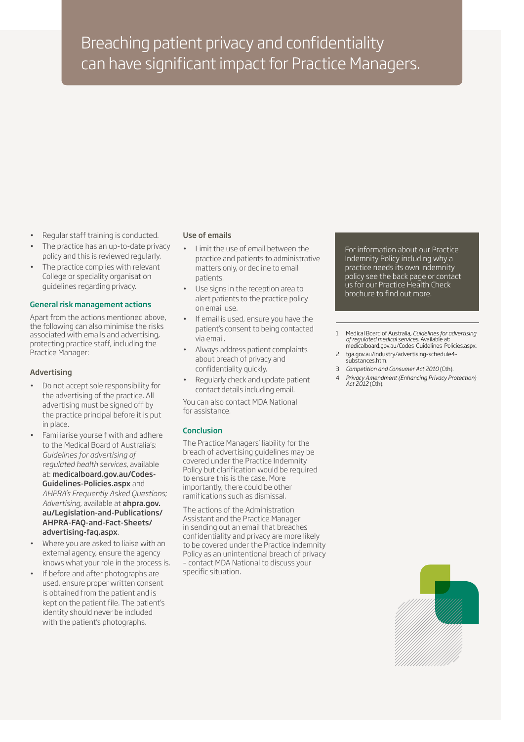# Breaching patient privacy and confidentiality can have significant impact for Practice Managers.

- Regular staff training is conducted.
- The practice has an up-to-date privacy policy and this is reviewed regularly.
- The practice complies with relevant College or speciality organisation guidelines regarding privacy.

### General risk management actions

Apart from the actions mentioned above, the following can also minimise the risks associated with emails and advertising, protecting practice staff, including the Practice Manager:

#### Advertising

- Do not accept sole responsibility for the advertising of the practice. All advertising must be signed off by the practice principal before it is put in place.
- Familiarise yourself with and adhere to the Medical Board of Australia's: *Guidelines for advertising of regulated health services*, available at: **medicalboard.gov.au/Codes-Guidelines-Policies.aspx** and *AHPRA's Frequently Asked Questions; Advertising*, available at **ahpra.gov.au/Legislation-and-Publications/AHPRA-FAQ-and-Fact-Sheets/advertising-faq.aspx**.
- Where you are asked to liaise with an external agency, ensure the agency knows what your role in the process is.
- If before and after photographs are used, ensure proper written consent is obtained from the patient and is kept on the patient file. The patient's identity should never be included with the patient's photographs.

#### Use of emails

- Limit the use of email between the practice and patients to administrative matters only, or decline to email patients.
- Use signs in the reception area to alert patients to the practice policy on email use.
- If email is used, ensure you have the patient's consent to being contacted via email.
- Always address patient complaints about breach of privacy and confidentiality quickly.
- Regularly check and update patient contact details including email.

You can also contact MDA National for assistance.

### Conclusion

The Practice Managers' liability for the breach of advertising guidelines may be covered under the Practice Indemnity Policy but clarification would be required to ensure this is the case. More importantly, there could be other ramifications such as dismissal.

The actions of the Administration Assistant and the Practice Manager in sending out an email that breaches confidentiality and privacy are more likely to be covered under the Practice Indemnity Policy as an unintentional breach of privacy – contact MDA National to discuss your specific situation.

For information about our Practice Indemnity Policy including why a practice needs its own indemnity policy see the back page or contact us for our Practice Health Check brochure to find out more.

---

1. Medical Board of Australia, *Guidelines for advertising of regulated medical services*. Available at: medicalboard.gov.au/Codes-Guidelines-Policies.aspx.
2. tga.gov.au/industry/advertising-schedule4-substances.htm.
3. *Competition and Consumer Act 2010* (Cth).
4. *Privacy Amendment (Enhancing Privacy Protection) Act 2012* (Cth).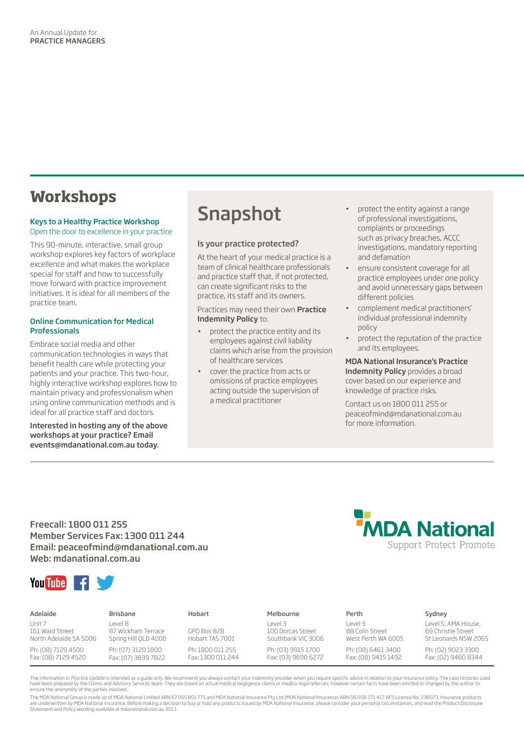# Workshops

### Keys to a Healthy Practice Workshop

Open the door to excellence in your practice

This 90-minute, interactive, small group workshop explores key factors of workplace excellence and what makes the workplace special for staff and how to successfully move forward with practice improvement initiatives. It is ideal for all members of the practice team.

### Online Communication for Medical Professionals

Embrace social media and other communication technologies in ways that benefit health care while protecting your patients and your practice. This two-hour, highly interactive workshop explores how to maintain privacy and professionalism when using online communication methods and is ideal for all practice staff and doctors.

**Interested in hosting any of the above workshops at your practice? Email events@mdanational.com.au today.**

# Snapshot

### Is your practice protected?

At the heart of your medical practice is a team of clinical healthcare professionals and practice staff that, if not protected, can create significant risks to the practice, its staff and its owners.

Practices may need their own **Practice Indemnity Policy** to:

- protect the practice entity and its employees against civil liability claims which arise from the provision of healthcare services
- cover the practice from acts or omissions of practice employees acting outside the supervision of a medical practitioner
- protect the entity against a range of professional investigations, complaints or proceedings such as privacy breaches, ACCC investigations, mandatory reporting and defamation
- ensure consistent coverage for all practice employees under one policy and avoid unnecessary gaps between different policies
- complement medical practitioners' individual professional indemnity policy
- protect the reputation of the practice and its employees.

**MDA National Insurance's Practice Indemnity Policy** provides a broad cover based on our experience and knowledge of practice risks.

Contact us on 1800 011 255 or peaceofmind@mdanational.com.au for more information.

**Freecall: 1800 011 255**
**Member Services Fax: 1300 011 244**
**Email: peaceofmind@mdanational.com.au**
**Web: mdanational.com.au**

MDA National
Support Protect Promote

| Adelaide | Brisbane | Hobart | Melbourne | Perth | Sydney |
|---|---|---|---|---|---|
| Unit 7<br>161 Ward Street<br>North Adelaide SA 5006 | Level 8<br>87 Wickham Terrace<br>Spring Hill QLD 4000 | GPO Box 828<br>Hobart TAS 7001 | Level 3<br>100 Dorcas Street<br>Southbank VIC 3006 | Level 3<br>88 Colin Street<br>West Perth WA 6005 | Level 5, AMA House,<br>69 Christie Street<br>St Leonards NSW 2065 |
| Ph: (08) 7129 4500<br>Fax: (08) 7129 4520 | Ph: (07) 3120 1800<br>Fax: (07) 3839 7822 | Ph: 1800 011 255<br>Fax: 1300 011 244 | Ph: (03) 9915 1700<br>Fax: (03) 9690 6272 | Ph: (08) 6461 3400<br>Fax: (08) 9415 1492 | Ph: (02) 9023 3300<br>Fax: (02) 9460 8344 |

The information in *Practice Update* is intended as a guide only. We recommend you always contact your indemnity provider when you require specific advice in relation to your insurance policy. The case histories used have been prepared by the Claims and Advisory Services team. They are based on actual medical negligence claims or medico-legal referrals; however certain facts have been omitted or changed by the author to ensure the anonymity of the parties involved.

The MDA National Group is made up of MDA National Limited ABN 67 055 801 771 and MDA National Insurance Pty Ltd (MDA National Insurance) ABN 56 058 271 417 AFS Licence No. 238073. Insurance products are underwritten by MDA National Insurance. Before making a decision to buy or hold any products issued by MDA National Insurance, please consider your personal circumstances, and read the Product Disclosure Statement and Policy wording available at mdanational.com.au 355.1